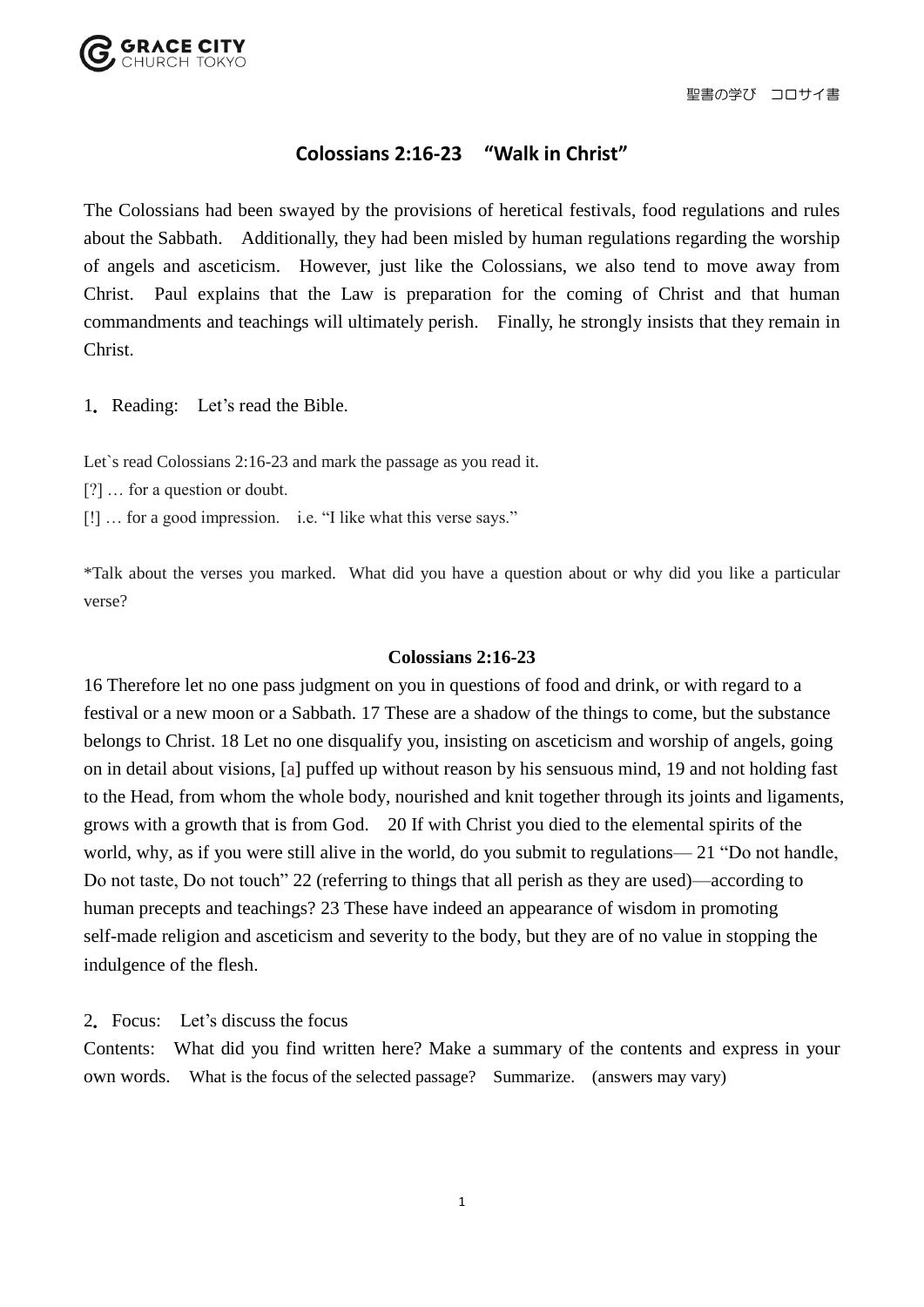聖書の学び　コロサイ書

# Colossians 2:16-23　“Walk in Christ”

The Colossians had been swayed by the provisions of heretical festivals, food regulations and rules about the Sabbath. Additionally, they had been misled by human regulations regarding the worship of angels and asceticism. However, just like the Colossians, we also tend to move away from Christ. Paul explains that the Law is preparation for the coming of Christ and that human commandments and teachings will ultimately perish. Finally, he strongly insists that they remain in Christ.

1. Reading: Let’s read the Bible.

Let`s read Colossians 2:16-23 and mark the passage as you read it.

[?] … for a question or doubt.

[!] … for a good impression. i.e. “I like what this verse says.”

*Talk about the verses you marked. What did you have a question about or why did you like a particular verse?

**Colossians 2:16-23**

16 Therefore let no one pass judgment on you in questions of food and drink, or with regard to a festival or a new moon or a Sabbath. 17 These are a shadow of the things to come, but the substance belongs to Christ. 18 Let no one disqualify you, insisting on asceticism and worship of angels, going on in detail about visions, [a] puffed up without reason by his sensuous mind, 19 and not holding fast to the Head, from whom the whole body, nourished and knit together through its joints and ligaments, grows with a growth that is from God. 20 If with Christ you died to the elemental spirits of the world, why, as if you were still alive in the world, do you submit to regulations— 21 “Do not handle, Do not taste, Do not touch” 22 (referring to things that all perish as they are used)—according to human precepts and teachings? 23 These have indeed an appearance of wisdom in promoting self-made religion and asceticism and severity to the body, but they are of no value in stopping the indulgence of the flesh.

2. Focus: Let’s discuss the focus

Contents: What did you find written here? Make a summary of the contents and express in your own words. What is the focus of the selected passage? Summarize. (answers may vary)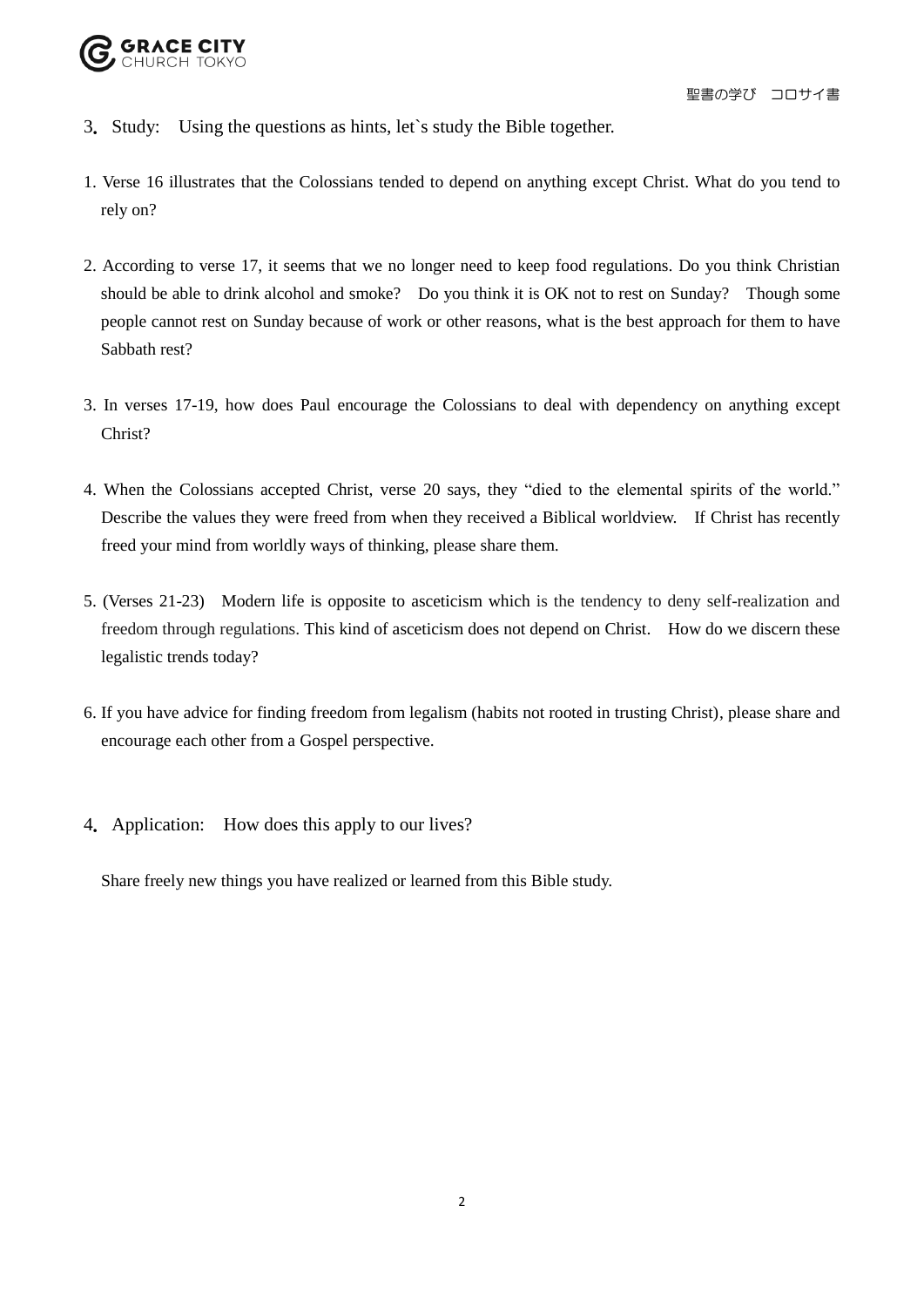## 3. Study: Using the questions as hints, let`s study the Bible together.

1. Verse 16 illustrates that the Colossians tended to depend on anything except Christ. What do you tend to rely on?

2. According to verse 17, it seems that we no longer need to keep food regulations. Do you think Christian should be able to drink alcohol and smoke? Do you think it is OK not to rest on Sunday? Though some people cannot rest on Sunday because of work or other reasons, what is the best approach for them to have Sabbath rest?

3. In verses 17-19, how does Paul encourage the Colossians to deal with dependency on anything except Christ?

4. When the Colossians accepted Christ, verse 20 says, they "died to the elemental spirits of the world." Describe the values they were freed from when they received a Biblical worldview. If Christ has recently freed your mind from worldly ways of thinking, please share them.

5. (Verses 21-23) Modern life is opposite to asceticism which is the tendency to deny self-realization and freedom through regulations. This kind of asceticism does not depend on Christ. How do we discern these legalistic trends today?

6. If you have advice for finding freedom from legalism (habits not rooted in trusting Christ), please share and encourage each other from a Gospel perspective.

## 4. Application: How does this apply to our lives?

Share freely new things you have realized or learned from this Bible study.